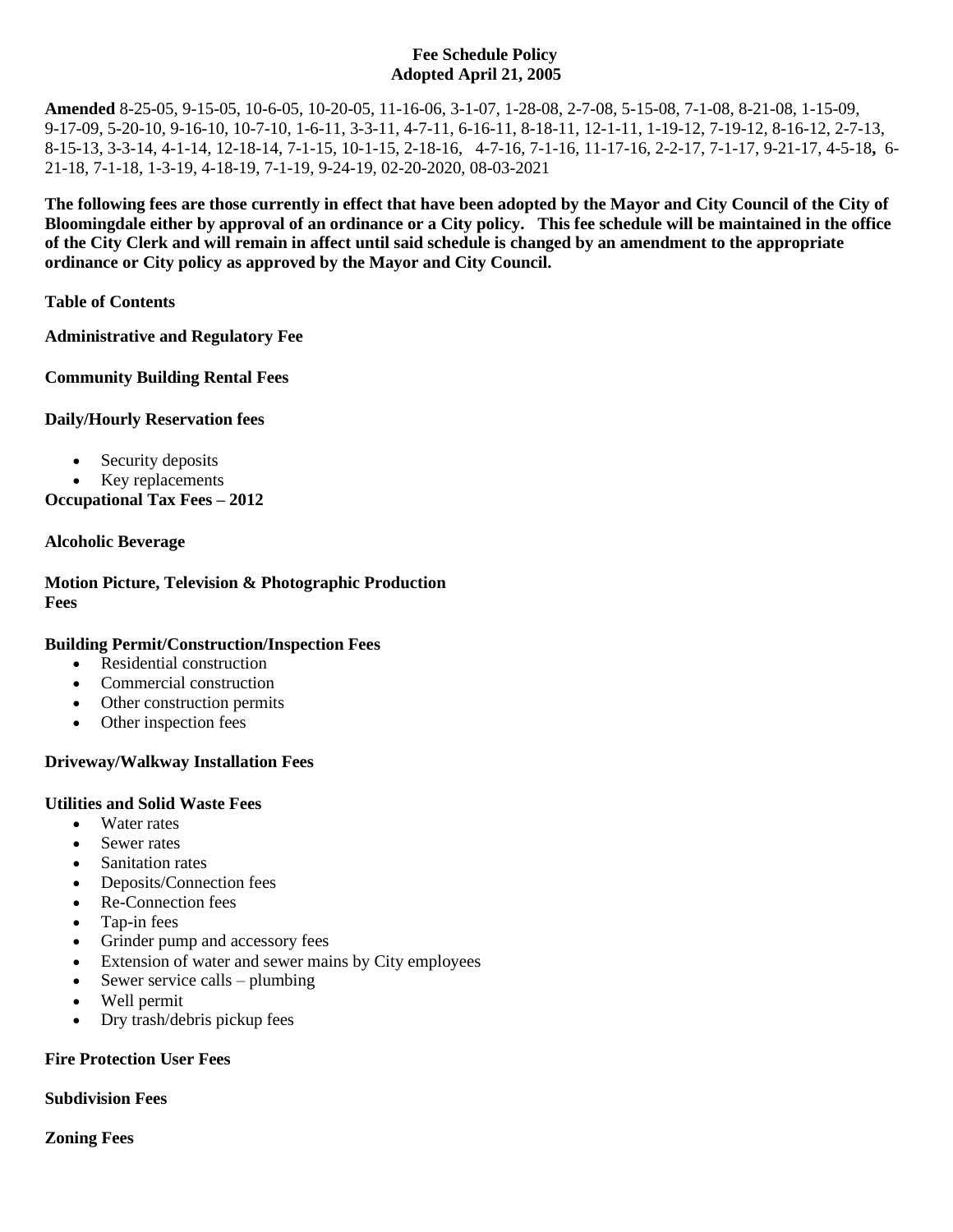**Fee Schedule Policy**
**Adopted April 21, 2005**

**Amended** 8-25-05, 9-15-05, 10-6-05, 10-20-05, 11-16-06, 3-1-07, 1-28-08, 2-7-08, 5-15-08, 7-1-08, 8-21-08, 1-15-09, 9-17-09, 5-20-10, 9-16-10, 10-7-10, 1-6-11, 3-3-11, 4-7-11, 6-16-11, 8-18-11, 12-1-11, 1-19-12, 7-19-12, 8-16-12, 2-7-13, 8-15-13, 3-3-14, 4-1-14, 12-18-14, 7-1-15, 10-1-15, 2-18-16, 4-7-16, 7-1-16, 11-17-16, 2-2-17, 7-1-17, 9-21-17, 4-5-18**,** 6-21-18, 7-1-18, 1-3-19, 4-18-19, 7-1-19, 9-24-19, 02-20-2020, 08-03-2021

**The following fees are those currently in effect that have been adopted by the Mayor and City Council of the City of Bloomingdale either by approval of an ordinance or a City policy. This fee schedule will be maintained in the office of the City Clerk and will remain in affect until said schedule is changed by an amendment to the appropriate ordinance or City policy as approved by the Mayor and City Council.**

**Table of Contents**

**Administrative and Regulatory Fee**

**Community Building Rental Fees**

**Daily/Hourly Reservation fees**

- Security deposits
- Key replacements

**Occupational Tax Fees – 2012**

**Alcoholic Beverage**

**Motion Picture, Television & Photographic Production Fees**

**Building Permit/Construction/Inspection Fees**

- Residential construction
- Commercial construction
- Other construction permits
- Other inspection fees

**Driveway/Walkway Installation Fees**

**Utilities and Solid Waste Fees**

- Water rates
- Sewer rates
- Sanitation rates
- Deposits/Connection fees
- Re-Connection fees
- Tap-in fees
- Grinder pump and accessory fees
- Extension of water and sewer mains by City employees
- Sewer service calls – plumbing
- Well permit
- Dry trash/debris pickup fees

**Fire Protection User Fees**

**Subdivision Fees**

**Zoning Fees**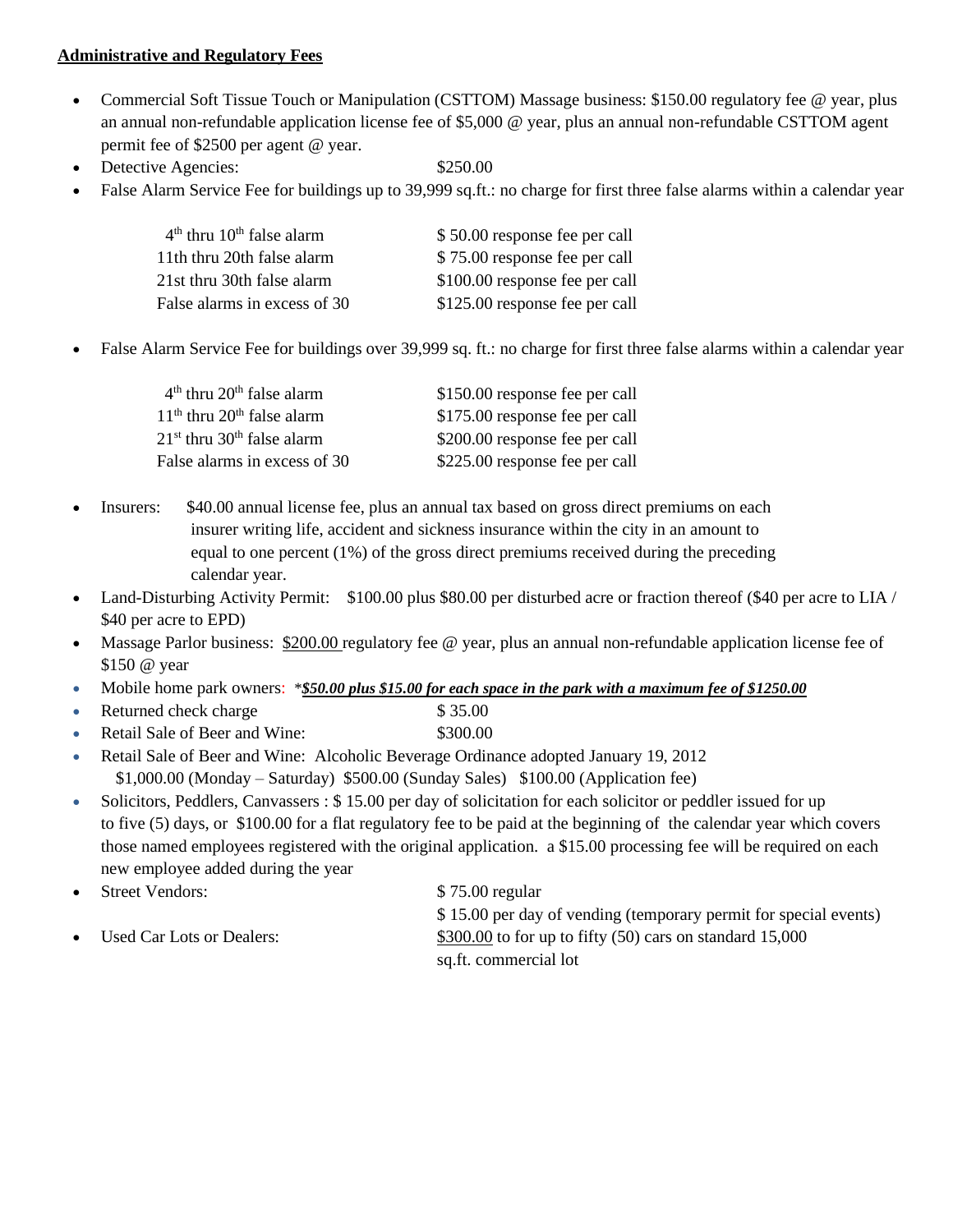**Administrative and Regulatory Fees**

- Commercial Soft Tissue Touch or Manipulation (CSTTOM) Massage business: $150.00 regulatory fee @ year, plus an annual non-refundable application license fee of $5,000 @ year, plus an annual non-refundable CSTTOM agent permit fee of $2500 per agent @ year.
- Detective Agencies: $250.00
- False Alarm Service Fee for buildings up to 39,999 sq.ft.: no charge for first three false alarms within a calendar year

| | |
|---|---|
| 4th thru 10th false alarm | $ 50.00 response fee per call |
| 11th thru 20th false alarm | $ 75.00 response fee per call |
| 21st thru 30th false alarm | $100.00 response fee per call |
| False alarms in excess of 30 | $125.00 response fee per call |

- False Alarm Service Fee for buildings over 39,999 sq. ft.: no charge for first three false alarms within a calendar year

| | |
|---|---|
| 4th thru 20th false alarm | $150.00 response fee per call |
| 11th thru 20th false alarm | $175.00 response fee per call |
| 21st thru 30th false alarm | $200.00 response fee per call |
| False alarms in excess of 30 | $225.00 response fee per call |

- Insurers: $40.00 annual license fee, plus an annual tax based on gross direct premiums on each insurer writing life, accident and sickness insurance within the city in an amount to equal to one percent (1%) of the gross direct premiums received during the preceding calendar year.
- Land-Disturbing Activity Permit: $100.00 plus $80.00 per disturbed acre or fraction thereof ($40 per acre to LIA / $40 per acre to EPD)
- Massage Parlor business: $200.00 regulatory fee @ year, plus an annual non-refundable application license fee of $150 @ year
- Mobile home park owners: *__*$50.00 plus $15.00 for each space in the park with a maximum fee of $1250.00*__*
- Returned check charge $ 35.00
- Retail Sale of Beer and Wine: $300.00
- Retail Sale of Beer and Wine: Alcoholic Beverage Ordinance adopted January 19, 2012
  $1,000.00 (Monday – Saturday) $500.00 (Sunday Sales) $100.00 (Application fee)
- Solicitors, Peddlers, Canvassers : $ 15.00 per day of solicitation for each solicitor or peddler issued for up to five (5) days, or $100.00 for a flat regulatory fee to be paid at the beginning of the calendar year which covers those named employees registered with the original application. a $15.00 processing fee will be required on each new employee added during the year
- Street Vendors: $ 75.00 regular
  $ 15.00 per day of vending (temporary permit for special events)
- Used Car Lots or Dealers: $300.00 to for up to fifty (50) cars on standard 15,000 sq.ft. commercial lot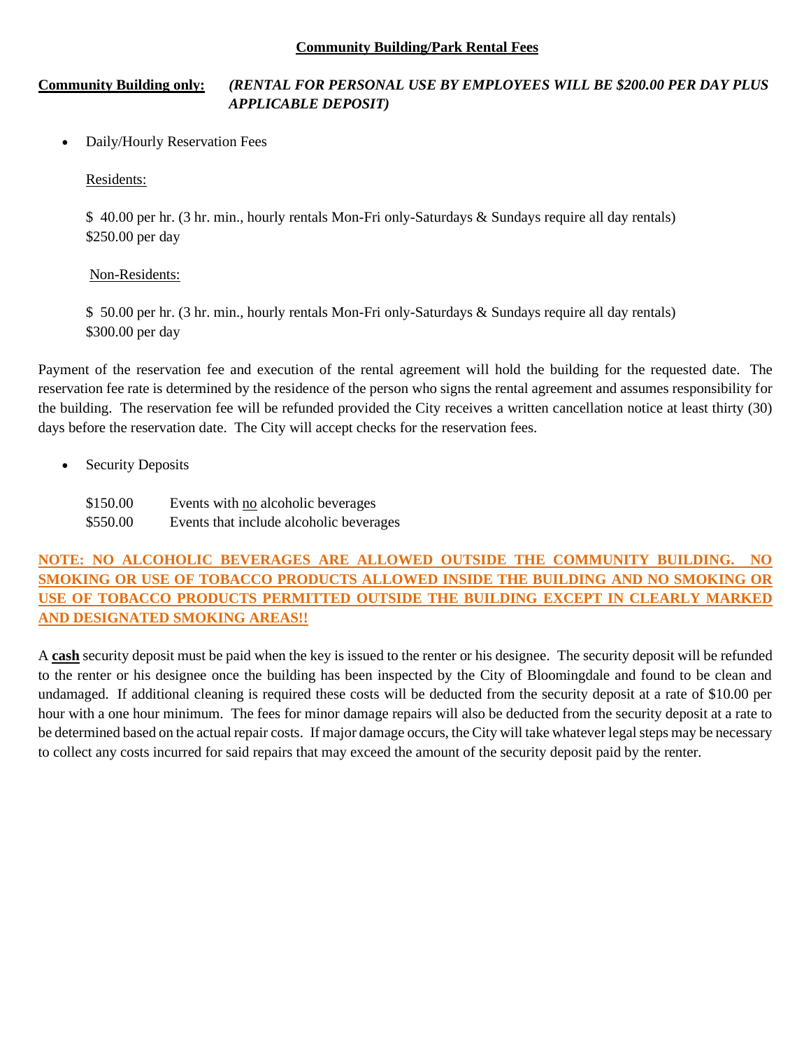## Community Building/Park Rental Fees

**Community Building only:** ***(RENTAL FOR PERSONAL USE BY EMPLOYEES WILL BE $200.00 PER DAY PLUS APPLICABLE DEPOSIT)***

- Daily/Hourly Reservation Fees

  Residents:

  $ 40.00 per hr. (3 hr. min., hourly rentals Mon-Fri only-Saturdays & Sundays require all day rentals)
  $250.00 per day

  Non-Residents:

  $ 50.00 per hr. (3 hr. min., hourly rentals Mon-Fri only-Saturdays & Sundays require all day rentals)
  $300.00 per day

Payment of the reservation fee and execution of the rental agreement will hold the building for the requested date. The reservation fee rate is determined by the residence of the person who signs the rental agreement and assumes responsibility for the building. The reservation fee will be refunded provided the City receives a written cancellation notice at least thirty (30) days before the reservation date. The City will accept checks for the reservation fees.

- Security Deposits

  $150.00 Events with no alcoholic beverages
  $550.00 Events that include alcoholic beverages

**NOTE: NO ALCOHOLIC BEVERAGES ARE ALLOWED OUTSIDE THE COMMUNITY BUILDING. NO SMOKING OR USE OF TOBACCO PRODUCTS ALLOWED INSIDE THE BUILDING AND NO SMOKING OR USE OF TOBACCO PRODUCTS PERMITTED OUTSIDE THE BUILDING EXCEPT IN CLEARLY MARKED AND DESIGNATED SMOKING AREAS!!**

A **cash** security deposit must be paid when the key is issued to the renter or his designee. The security deposit will be refunded to the renter or his designee once the building has been inspected by the City of Bloomingdale and found to be clean and undamaged. If additional cleaning is required these costs will be deducted from the security deposit at a rate of $10.00 per hour with a one hour minimum. The fees for minor damage repairs will also be deducted from the security deposit at a rate to be determined based on the actual repair costs. If major damage occurs, the City will take whatever legal steps may be necessary to collect any costs incurred for said repairs that may exceed the amount of the security deposit paid by the renter.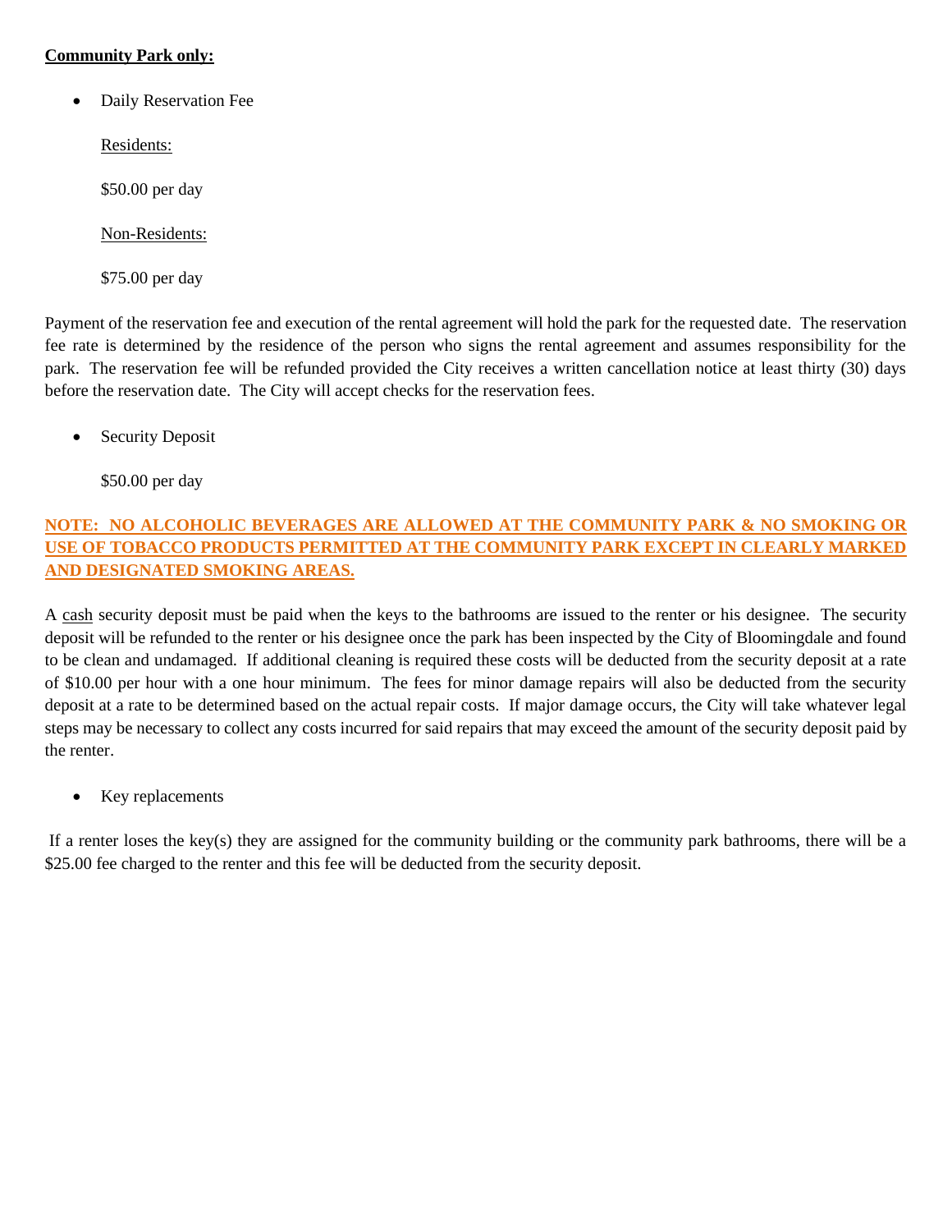**Community Park only:**

- Daily Reservation Fee

  Residents:

  $50.00 per day

  Non-Residents:

  $75.00 per day

Payment of the reservation fee and execution of the rental agreement will hold the park for the requested date. The reservation fee rate is determined by the residence of the person who signs the rental agreement and assumes responsibility for the park. The reservation fee will be refunded provided the City receives a written cancellation notice at least thirty (30) days before the reservation date. The City will accept checks for the reservation fees.

- Security Deposit

  $50.00 per day

**NOTE: NO ALCOHOLIC BEVERAGES ARE ALLOWED AT THE COMMUNITY PARK & NO SMOKING OR USE OF TOBACCO PRODUCTS PERMITTED AT THE COMMUNITY PARK EXCEPT IN CLEARLY MARKED AND DESIGNATED SMOKING AREAS.**

A cash security deposit must be paid when the keys to the bathrooms are issued to the renter or his designee. The security deposit will be refunded to the renter or his designee once the park has been inspected by the City of Bloomingdale and found to be clean and undamaged. If additional cleaning is required these costs will be deducted from the security deposit at a rate of $10.00 per hour with a one hour minimum. The fees for minor damage repairs will also be deducted from the security deposit at a rate to be determined based on the actual repair costs. If major damage occurs, the City will take whatever legal steps may be necessary to collect any costs incurred for said repairs that may exceed the amount of the security deposit paid by the renter.

- Key replacements

If a renter loses the key(s) they are assigned for the community building or the community park bathrooms, there will be a $25.00 fee charged to the renter and this fee will be deducted from the security deposit.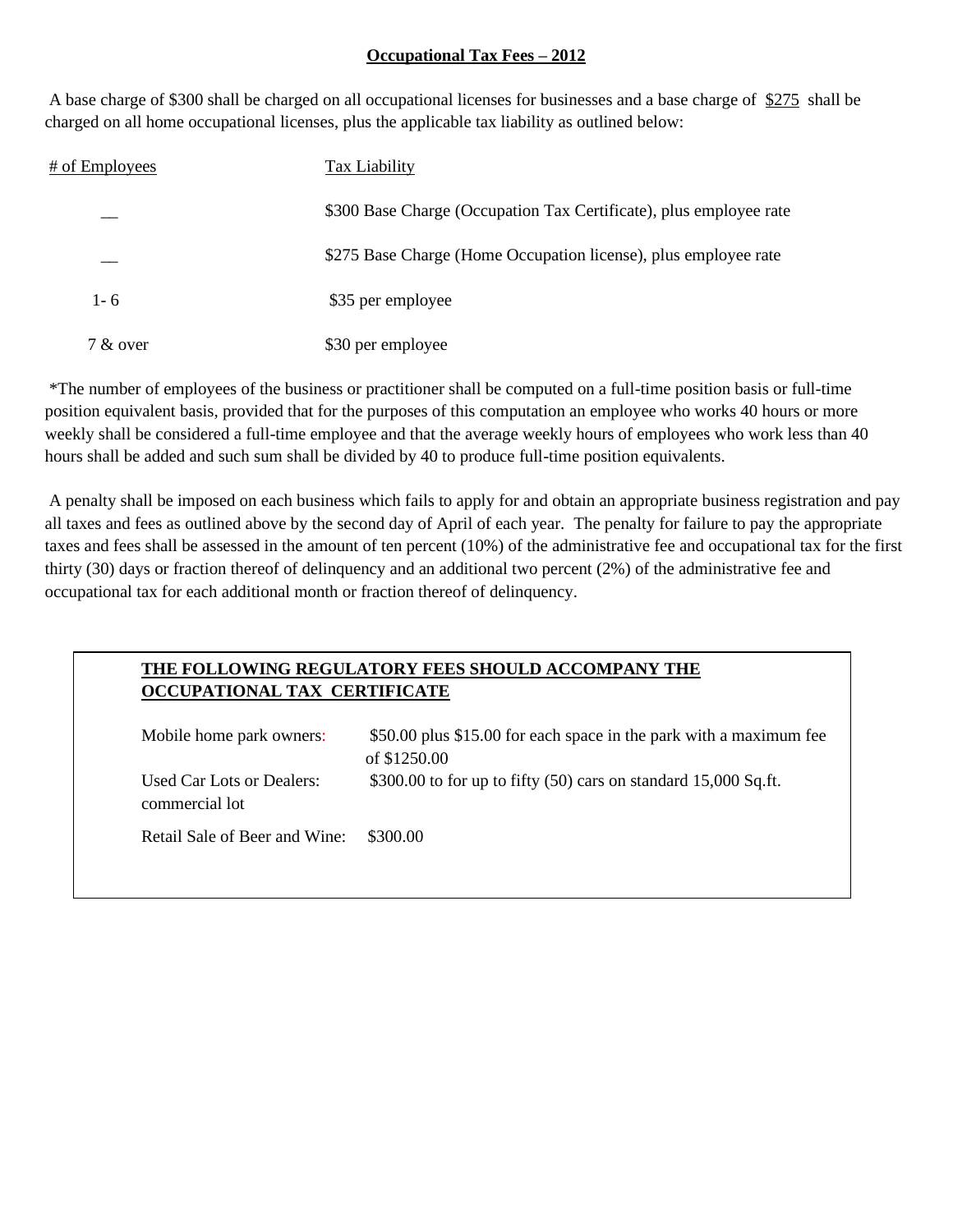**Occupational Tax Fees – 2012**

A base charge of \$300 shall be charged on all occupational licenses for businesses and a base charge of \$275 shall be charged on all home occupational licenses, plus the applicable tax liability as outlined below:

| # of Employees | Tax Liability |
|---|---|
| __ | \$300 Base Charge (Occupation Tax Certificate), plus employee rate |
| __ | \$275 Base Charge (Home Occupation license), plus employee rate |
| 1- 6 | \$35 per employee |
| 7 & over | \$30 per employee |

*The number of employees of the business or practitioner shall be computed on a full-time position basis or full-time position equivalent basis, provided that for the purposes of this computation an employee who works 40 hours or more weekly shall be considered a full-time employee and that the average weekly hours of employees who work less than 40 hours shall be added and such sum shall be divided by 40 to produce full-time position equivalents.

A penalty shall be imposed on each business which fails to apply for and obtain an appropriate business registration and pay all taxes and fees as outlined above by the second day of April of each year. The penalty for failure to pay the appropriate taxes and fees shall be assessed in the amount of ten percent (10%) of the administrative fee and occupational tax for the first thirty (30) days or fraction thereof of delinquency and an additional two percent (2%) of the administrative fee and occupational tax for each additional month or fraction thereof of delinquency.

**THE FOLLOWING REGULATORY FEES SHOULD ACCOMPANY THE OCCUPATIONAL TAX CERTIFICATE**

| | |
|---|---|
| Mobile home park owners: | \$50.00 plus \$15.00 for each space in the park with a maximum fee of \$1250.00 |
| Used Car Lots or Dealers: commercial lot | \$300.00 to for up to fifty (50) cars on standard 15,000 Sq.ft. |
| Retail Sale of Beer and Wine: | \$300.00 |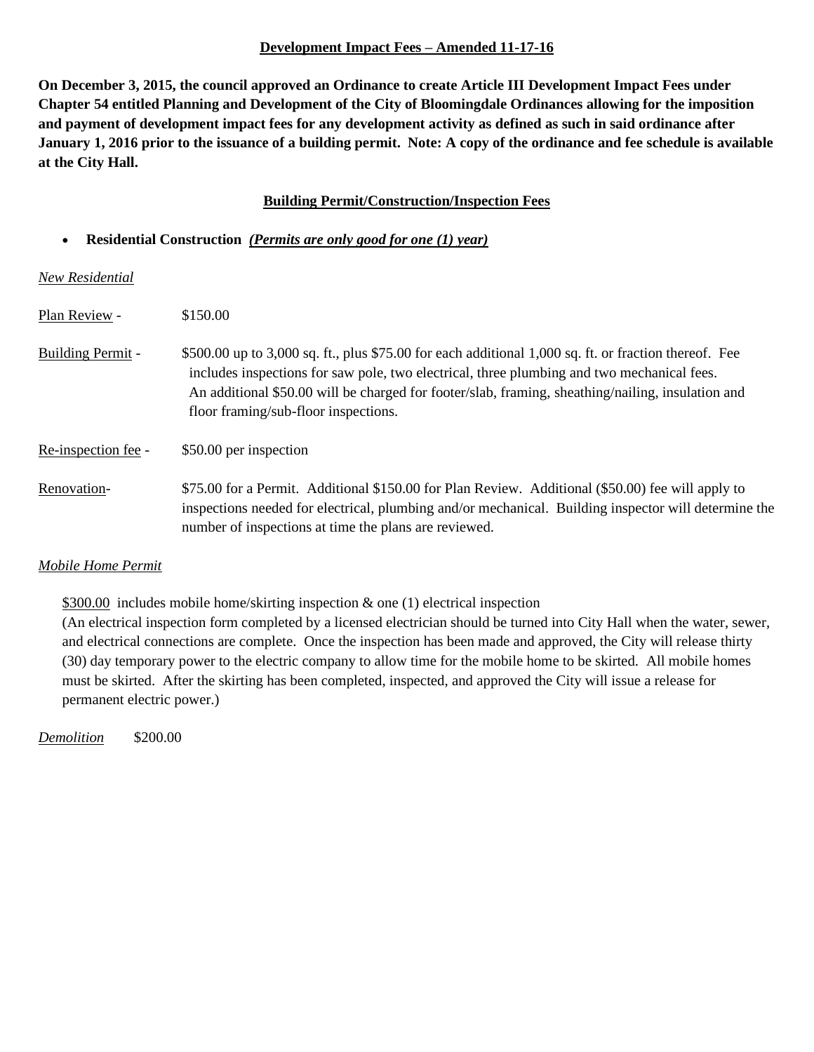**Development Impact Fees – Amended 11-17-16**

**On December 3, 2015, the council approved an Ordinance to create Article III Development Impact Fees under Chapter 54 entitled Planning and Development of the City of Bloomingdale Ordinances allowing for the imposition and payment of development impact fees for any development activity as defined as such in said ordinance after January 1, 2016 prior to the issuance of a building permit. Note: A copy of the ordinance and fee schedule is available at the City Hall.**

**Building Permit/Construction/Inspection Fees**

- **Residential Construction** ***(Permits are only good for one (1) year)***

*New Residential*

Plan Review - $150.00

Building Permit - $500.00 up to 3,000 sq. ft., plus $75.00 for each additional 1,000 sq. ft. or fraction thereof. Fee includes inspections for saw pole, two electrical, three plumbing and two mechanical fees. An additional $50.00 will be charged for footer/slab, framing, sheathing/nailing, insulation and floor framing/sub-floor inspections.

Re-inspection fee - $50.00 per inspection

Renovation- $75.00 for a Permit. Additional $150.00 for Plan Review. Additional ($50.00) fee will apply to inspections needed for electrical, plumbing and/or mechanical. Building inspector will determine the number of inspections at time the plans are reviewed.

*Mobile Home Permit*

$300.00 includes mobile home/skirting inspection & one (1) electrical inspection
(An electrical inspection form completed by a licensed electrician should be turned into City Hall when the water, sewer, and electrical connections are complete. Once the inspection has been made and approved, the City will release thirty (30) day temporary power to the electric company to allow time for the mobile home to be skirted. All mobile homes must be skirted. After the skirting has been completed, inspected, and approved the City will issue a release for permanent electric power.)

*Demolition* $200.00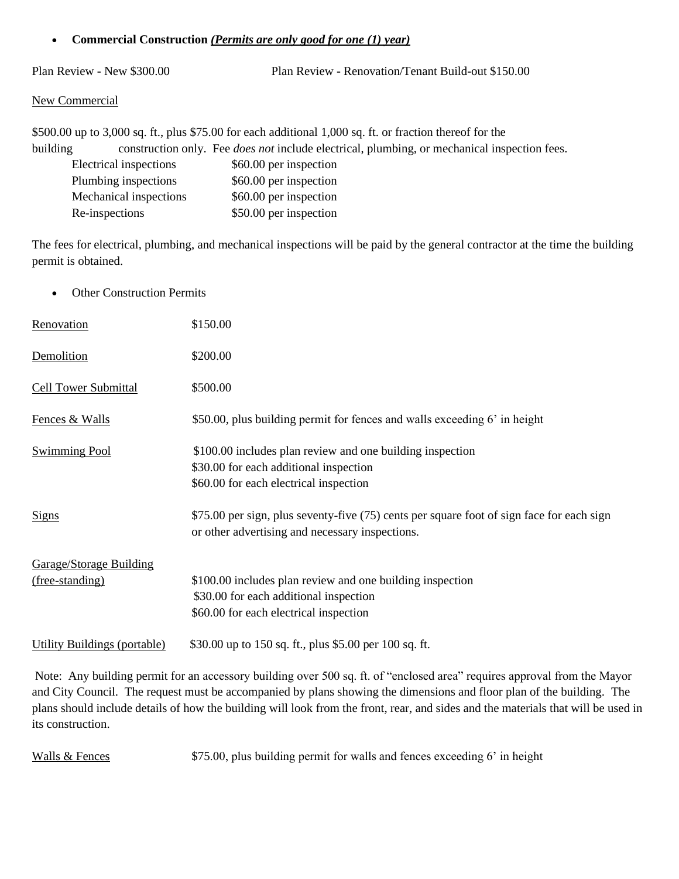- **Commercial Construction** ***(Permits are only good for one (1) year)***

Plan Review - New $300.00          Plan Review - Renovation/Tenant Build-out $150.00

New Commercial

$500.00 up to 3,000 sq. ft., plus $75.00 for each additional 1,000 sq. ft. or fraction thereof for the building construction only. Fee *does not* include electrical, plumbing, or mechanical inspection fees.

| | |
|---|---|
| Electrical inspections | $60.00 per inspection |
| Plumbing inspections | $60.00 per inspection |
| Mechanical inspections | $60.00 per inspection |
| Re-inspections | $50.00 per inspection |

The fees for electrical, plumbing, and mechanical inspections will be paid by the general contractor at the time the building permit is obtained.

- Other Construction Permits

| | |
|---|---|
| Renovation | $150.00 |
| Demolition | $200.00 |
| Cell Tower Submittal | $500.00 |
| Fences & Walls | $50.00, plus building permit for fences and walls exceeding 6' in height |
| Swimming Pool | $100.00 includes plan review and one building inspection<br>$30.00 for each additional inspection<br>$60.00 for each electrical inspection |
| Signs | $75.00 per sign, plus seventy-five (75) cents per square foot of sign face for each sign or other advertising and necessary inspections. |
| Garage/Storage Building (free-standing) | $100.00 includes plan review and one building inspection<br>$30.00 for each additional inspection<br>$60.00 for each electrical inspection |
| Utility Buildings (portable) | $30.00 up to 150 sq. ft., plus $5.00 per 100 sq. ft. |

Note: Any building permit for an accessory building over 500 sq. ft. of "enclosed area" requires approval from the Mayor and City Council. The request must be accompanied by plans showing the dimensions and floor plan of the building. The plans should include details of how the building will look from the front, rear, and sides and the materials that will be used in its construction.

| | |
|---|---|
| Walls & Fences | $75.00, plus building permit for walls and fences exceeding 6' in height |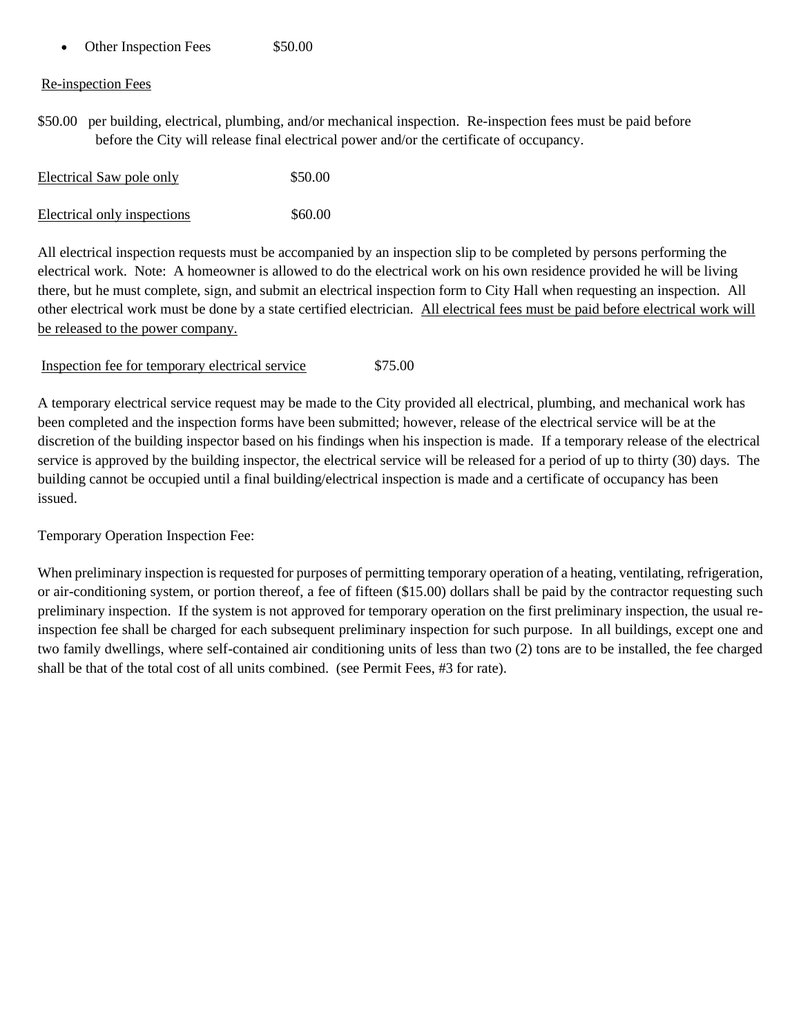- Other Inspection Fees $50.00

<u>Re-inspection Fees</u>

$50.00 per building, electrical, plumbing, and/or mechanical inspection. Re-inspection fees must be paid before before the City will release final electrical power and/or the certificate of occupancy.

<u>Electrical Saw pole only</u> $50.00

<u>Electrical only inspections</u> $60.00

All electrical inspection requests must be accompanied by an inspection slip to be completed by persons performing the electrical work. Note: A homeowner is allowed to do the electrical work on his own residence provided he will be living there, but he must complete, sign, and submit an electrical inspection form to City Hall when requesting an inspection. All other electrical work must be done by a state certified electrician. <u>All electrical fees must be paid before electrical work will be released to the power company.</u>

<u>Inspection fee for temporary electrical service</u> $75.00

A temporary electrical service request may be made to the City provided all electrical, plumbing, and mechanical work has been completed and the inspection forms have been submitted; however, release of the electrical service will be at the discretion of the building inspector based on his findings when his inspection is made. If a temporary release of the electrical service is approved by the building inspector, the electrical service will be released for a period of up to thirty (30) days. The building cannot be occupied until a final building/electrical inspection is made and a certificate of occupancy has been issued.

Temporary Operation Inspection Fee:

When preliminary inspection is requested for purposes of permitting temporary operation of a heating, ventilating, refrigeration, or air-conditioning system, or portion thereof, a fee of fifteen ($15.00) dollars shall be paid by the contractor requesting such preliminary inspection. If the system is not approved for temporary operation on the first preliminary inspection, the usual re-inspection fee shall be charged for each subsequent preliminary inspection for such purpose. In all buildings, except one and two family dwellings, where self-contained air conditioning units of less than two (2) tons are to be installed, the fee charged shall be that of the total cost of all units combined. (see Permit Fees, #3 for rate).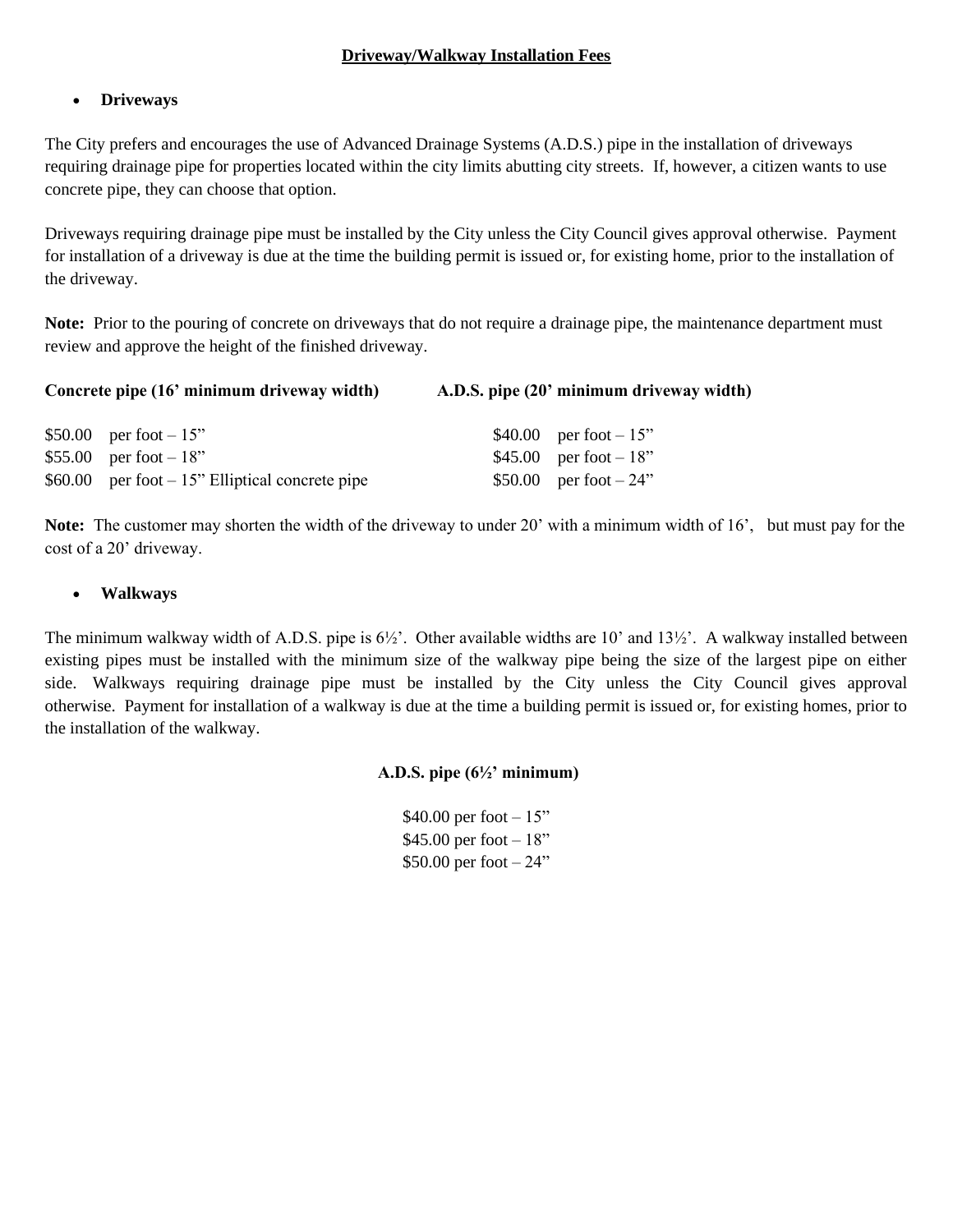## Driveway/Walkway Installation Fees

- **Driveways**

The City prefers and encourages the use of Advanced Drainage Systems (A.D.S.) pipe in the installation of driveways requiring drainage pipe for properties located within the city limits abutting city streets. If, however, a citizen wants to use concrete pipe, they can choose that option.

Driveways requiring drainage pipe must be installed by the City unless the City Council gives approval otherwise. Payment for installation of a driveway is due at the time the building permit is issued or, for existing home, prior to the installation of the driveway.

**Note:** Prior to the pouring of concrete on driveways that do not require a drainage pipe, the maintenance department must review and approve the height of the finished driveway.

| Concrete pipe (16' minimum driveway width) | A.D.S. pipe (20' minimum driveway width) |
|---|---|
| $50.00 per foot – 15" | $40.00 per foot – 15" |
| $55.00 per foot – 18" | $45.00 per foot – 18" |
| $60.00 per foot – 15" Elliptical concrete pipe | $50.00 per foot – 24" |

**Note:** The customer may shorten the width of the driveway to under 20' with a minimum width of 16', but must pay for the cost of a 20' driveway.

- **Walkways**

The minimum walkway width of A.D.S. pipe is 6½'. Other available widths are 10' and 13½'. A walkway installed between existing pipes must be installed with the minimum size of the walkway pipe being the size of the largest pipe on either side. Walkways requiring drainage pipe must be installed by the City unless the City Council gives approval otherwise. Payment for installation of a walkway is due at the time a building permit is issued or, for existing homes, prior to the installation of the walkway.

**A.D.S. pipe (6½' minimum)**

$40.00 per foot – 15"
$45.00 per foot – 18"
$50.00 per foot – 24"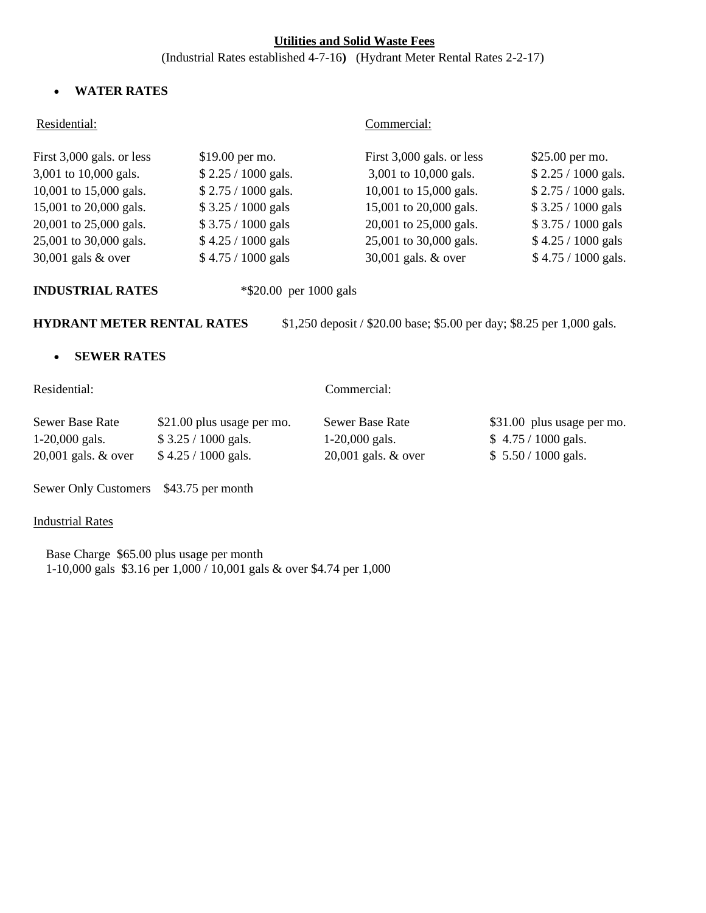## Utilities and Solid Waste Fees

(Industrial Rates established 4-7-16**)** (Hydrant Meter Rental Rates 2-2-17)

- **WATER RATES**

| Residential: | | Commercial: | |
|---|---|---|---|
| First 3,000 gals. or less | $19.00 per mo. | First 3,000 gals. or less | $25.00 per mo. |
| 3,001 to 10,000 gals. | $ 2.25 / 1000 gals. | 3,001 to 10,000 gals. | $ 2.25 / 1000 gals. |
| 10,001 to 15,000 gals. | $ 2.75 / 1000 gals. | 10,001 to 15,000 gals. | $ 2.75 / 1000 gals. |
| 15,001 to 20,000 gals. | $ 3.25 / 1000 gals | 15,001 to 20,000 gals. | $ 3.25 / 1000 gals |
| 20,001 to 25,000 gals. | $ 3.75 / 1000 gals | 20,001 to 25,000 gals. | $ 3.75 / 1000 gals |
| 25,001 to 30,000 gals. | $ 4.25 / 1000 gals | 25,001 to 30,000 gals. | $ 4.25 / 1000 gals |
| 30,001 gals & over | $ 4.75 / 1000 gals | 30,001 gals. & over | $ 4.75 / 1000 gals. |

**INDUSTRIAL RATES** *$20.00 per 1000 gals

**HYDRANT METER RENTAL RATES** $1,250 deposit / $20.00 base; $5.00 per day; $8.25 per 1,000 gals.

- **SEWER RATES**

| Residential: | | Commercial: | |
|---|---|---|---|
| Sewer Base Rate | $21.00 plus usage per mo. | Sewer Base Rate | $31.00 plus usage per mo. |
| 1-20,000 gals. | $ 3.25 / 1000 gals. | 1-20,000 gals. | $ 4.75 / 1000 gals. |
| 20,001 gals. & over | $ 4.25 / 1000 gals. | 20,001 gals. & over | $ 5.50 / 1000 gals. |

Sewer Only Customers $43.75 per month

Industrial Rates

Base Charge $65.00 plus usage per month
1-10,000 gals $3.16 per 1,000 / 10,001 gals & over $4.74 per 1,000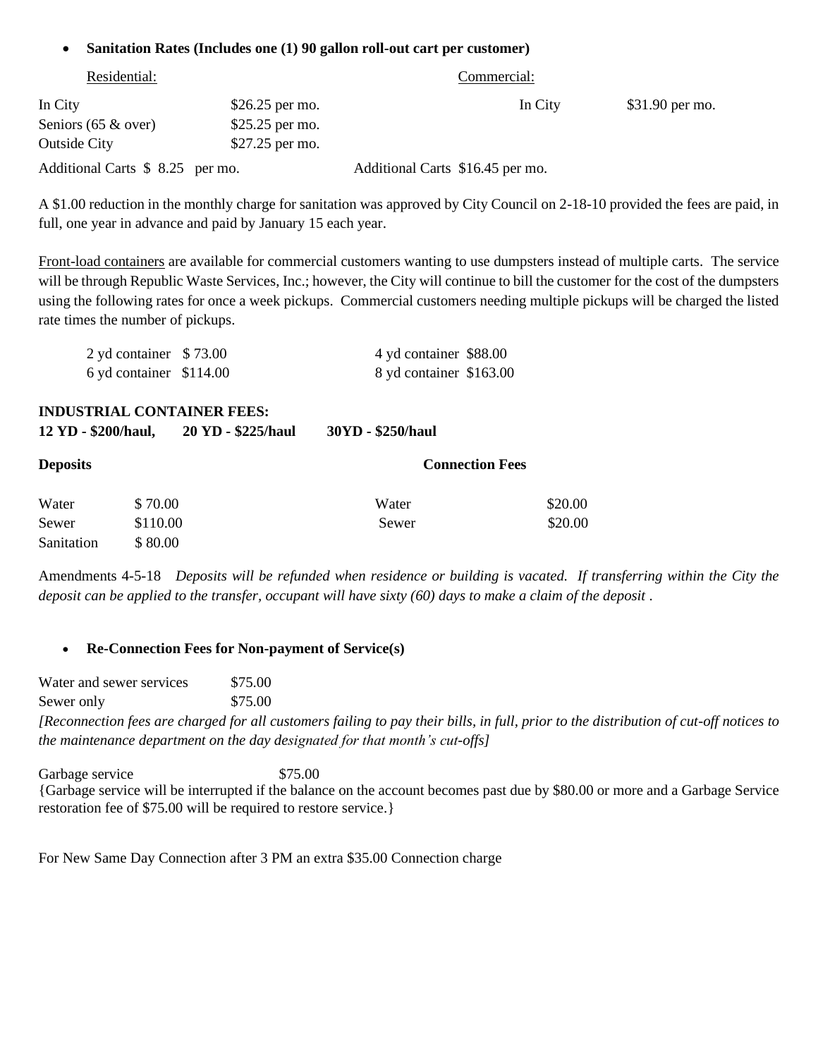- **Sanitation Rates (Includes one (1) 90 gallon roll-out cart per customer)**

| Residential: | | Commercial: | |
|---|---|---|---|
| In City | $26.25 per mo. | In City | $31.90 per mo. |
| Seniors (65 & over) | $25.25 per mo. | | |
| Outside City | $27.25 per mo. | | |
| Additional Carts | $ 8.25 per mo. | Additional Carts | $16.45 per mo. |

A $1.00 reduction in the monthly charge for sanitation was approved by City Council on 2-18-10 provided the fees are paid, in full, one year in advance and paid by January 15 each year.

Front-load containers are available for commercial customers wanting to use dumpsters instead of multiple carts. The service will be through Republic Waste Services, Inc.; however, the City will continue to bill the customer for the cost of the dumpsters using the following rates for once a week pickups. Commercial customers needing multiple pickups will be charged the listed rate times the number of pickups.

| | | | |
|---|---|---|---|
| 2 yd container | $ 73.00 | 4 yd container | $88.00 |
| 6 yd container | $114.00 | 8 yd container | $163.00 |

**INDUSTRIAL CONTAINER FEES:**

**12 YD - $200/haul, 20 YD - $225/haul 30YD - $250/haul**

| **Deposits** | | **Connection Fees** | |
|---|---|---|---|
| Water | $ 70.00 | Water | $20.00 |
| Sewer | $110.00 | Sewer | $20.00 |
| Sanitation | $ 80.00 | | |

Amendments 4-5-18 *Deposits will be refunded when residence or building is vacated. If transferring within the City the deposit can be applied to the transfer, occupant will have sixty (60) days to make a claim of the deposit .*

- **Re-Connection Fees for Non-payment of Service(s)**

| | |
|---|---|
| Water and sewer services | $75.00 |
| Sewer only | $75.00 |

*[Reconnection fees are charged for all customers failing to pay their bills, in full, prior to the distribution of cut-off notices to the maintenance department on the day designated for that month's cut-offs]*

Garbage service $75.00

{Garbage service will be interrupted if the balance on the account becomes past due by $80.00 or more and a Garbage Service restoration fee of $75.00 will be required to restore service.}

For New Same Day Connection after 3 PM an extra $35.00 Connection charge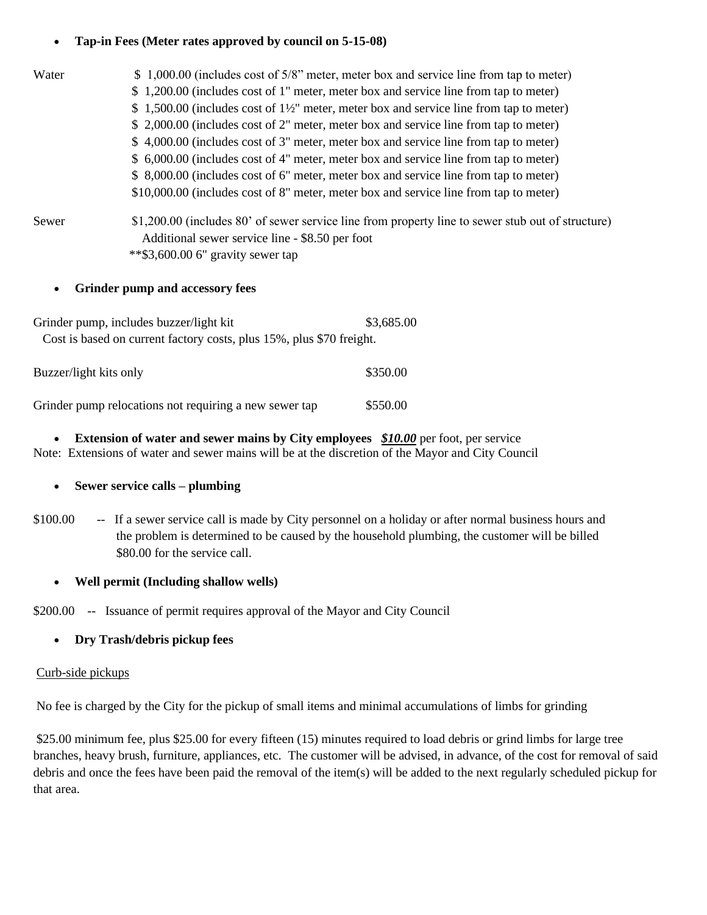- **Tap-in Fees (Meter rates approved by council on 5-15-08)**

| | |
|---|---|
| Water | \$ 1,000.00 (includes cost of 5/8" meter, meter box and service line from tap to meter) |
| | \$ 1,200.00 (includes cost of 1" meter, meter box and service line from tap to meter) |
| | \$ 1,500.00 (includes cost of 1½" meter, meter box and service line from tap to meter) |
| | \$ 2,000.00 (includes cost of 2" meter, meter box and service line from tap to meter) |
| | \$ 4,000.00 (includes cost of 3" meter, meter box and service line from tap to meter) |
| | \$ 6,000.00 (includes cost of 4" meter, meter box and service line from tap to meter) |
| | \$ 8,000.00 (includes cost of 6" meter, meter box and service line from tap to meter) |
| | \$10,000.00 (includes cost of 8" meter, meter box and service line from tap to meter) |
| Sewer | \$1,200.00 (includes 80' of sewer service line from property line to sewer stub out of structure) |
| | Additional sewer service line - \$8.50 per foot |
| | **\$3,600.00 6" gravity sewer tap |

- **Grinder pump and accessory fees**

| | |
|---|---|
| Grinder pump, includes buzzer/light kit | \$3,685.00 |
| Cost is based on current factory costs, plus 15%, plus \$70 freight. | |
| Buzzer/light kits only | \$350.00 |
| Grinder pump relocations not requiring a new sewer tap | \$550.00 |

- **Extension of water and sewer mains by City employees** ***<u>\$10.00</u>*** per foot, per service

Note: Extensions of water and sewer mains will be at the discretion of the Mayor and City Council

- **Sewer service calls – plumbing**

\$100.00 -- If a sewer service call is made by City personnel on a holiday or after normal business hours and the problem is determined to be caused by the household plumbing, the customer will be billed \$80.00 for the service call.

- **Well permit (Including shallow wells)**

\$200.00 -- Issuance of permit requires approval of the Mayor and City Council

- **Dry Trash/debris pickup fees**

<u>Curb-side pickups</u>

No fee is charged by the City for the pickup of small items and minimal accumulations of limbs for grinding

\$25.00 minimum fee, plus \$25.00 for every fifteen (15) minutes required to load debris or grind limbs for large tree branches, heavy brush, furniture, appliances, etc. The customer will be advised, in advance, of the cost for removal of said debris and once the fees have been paid the removal of the item(s) will be added to the next regularly scheduled pickup for that area.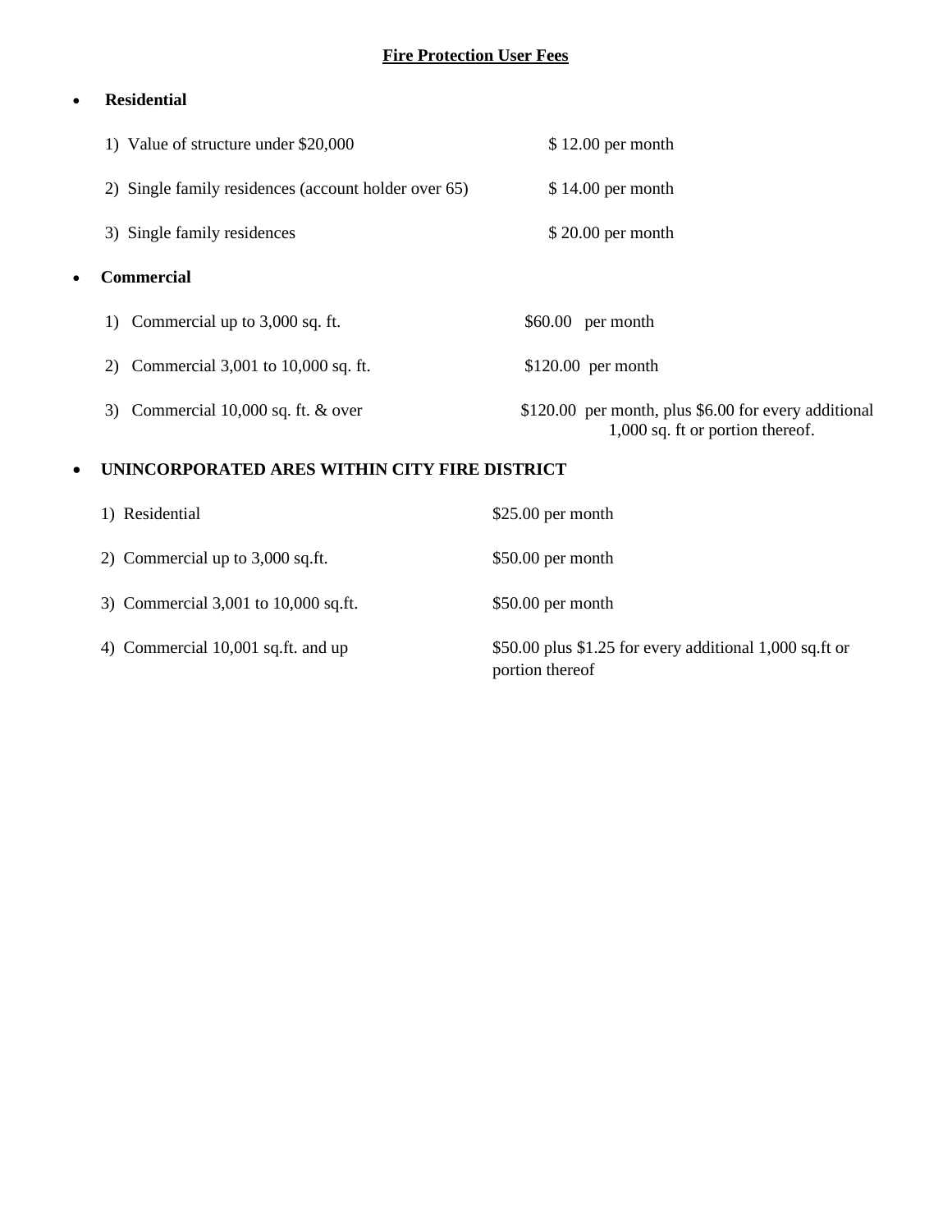## Fire Protection User Fees

- **Residential**

| | |
|---|---|
| 1) Value of structure under $20,000 | $ 12.00 per month |
| 2) Single family residences (account holder over 65) | $ 14.00 per month |
| 3) Single family residences | $ 20.00 per month |

- **Commercial**

| | |
|---|---|
| 1) Commercial up to 3,000 sq. ft. | $60.00 per month |
| 2) Commercial 3,001 to 10,000 sq. ft. | $120.00 per month |
| 3) Commercial 10,000 sq. ft. & over | $120.00 per month, plus $6.00 for every additional 1,000 sq. ft or portion thereof. |

- **UNINCORPORATED ARES WITHIN CITY FIRE DISTRICT**

| | |
|---|---|
| 1) Residential | $25.00 per month |
| 2) Commercial up to 3,000 sq.ft. | $50.00 per month |
| 3) Commercial 3,001 to 10,000 sq.ft. | $50.00 per month |
| 4) Commercial 10,001 sq.ft. and up | $50.00 plus $1.25 for every additional 1,000 sq.ft or portion thereof |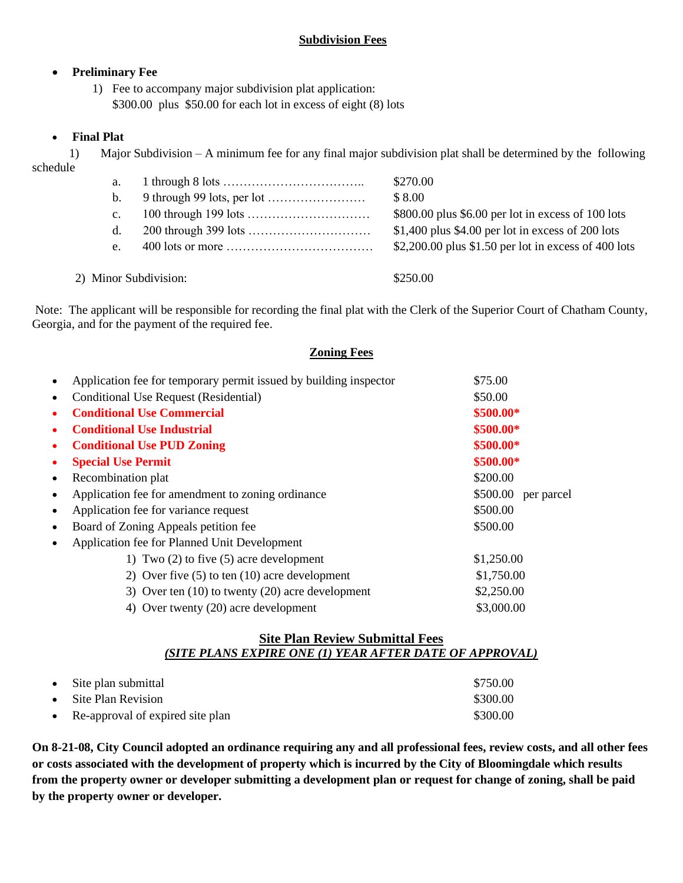## Subdivision Fees

- **Preliminary Fee**
  1) Fee to accompany major subdivision plat application:
     $300.00 plus $50.00 for each lot in excess of eight (8) lots

- **Final Plat**

1) Major Subdivision – A minimum fee for any final major subdivision plat shall be determined by the following schedule

| | | |
|---|---|---|
| a. | 1 through 8 lots …………………………….. | $270.00 |
| b. | 9 through 99 lots, per lot …………………… | $ 8.00 |
| c. | 100 through 199 lots ………………………… | $800.00 plus $6.00 per lot in excess of 100 lots |
| d. | 200 through 399 lots ………………………… | $1,400 plus $4.00 per lot in excess of 200 lots |
| e. | 400 lots or more ……………………………… | $2,200.00 plus $1.50 per lot in excess of 400 lots |

2) Minor Subdivision: $250.00

Note: The applicant will be responsible for recording the final plat with the Clerk of the Superior Court of Chatham County, Georgia, and for the payment of the required fee.

## Zoning Fees

| Item | Fee |
|---|---|
| Application fee for temporary permit issued by building inspector | $75.00 |
| Conditional Use Request (Residential) | $50.00 |
| **Conditional Use Commercial** | **$500.00*** |
| **Conditional Use Industrial** | **$500.00*** |
| **Conditional Use PUD Zoning** | **$500.00*** |
| **Special Use Permit** | **$500.00*** |
| Recombination plat | $200.00 |
| Application fee for amendment to zoning ordinance | $500.00 per parcel |
| Application fee for variance request | $500.00 |
| Board of Zoning Appeals petition fee | $500.00 |
| Application fee for Planned Unit Development | |
| 1) Two (2) to five (5) acre development | $1,250.00 |
| 2) Over five (5) to ten (10) acre development | $1,750.00 |
| 3) Over ten (10) to twenty (20) acre development | $2,250.00 |
| 4) Over twenty (20) acre development | $3,000.00 |

## Site Plan Review Submittal Fees

***(SITE PLANS EXPIRE ONE (1) YEAR AFTER DATE OF APPROVAL)***

| Item | Fee |
|---|---|
| Site plan submittal | $750.00 |
| Site Plan Revision | $300.00 |
| Re-approval of expired site plan | $300.00 |

**On 8-21-08, City Council adopted an ordinance requiring any and all professional fees, review costs, and all other fees or costs associated with the development of property which is incurred by the City of Bloomingdale which results from the property owner or developer submitting a development plan or request for change of zoning, shall be paid by the property owner or developer.**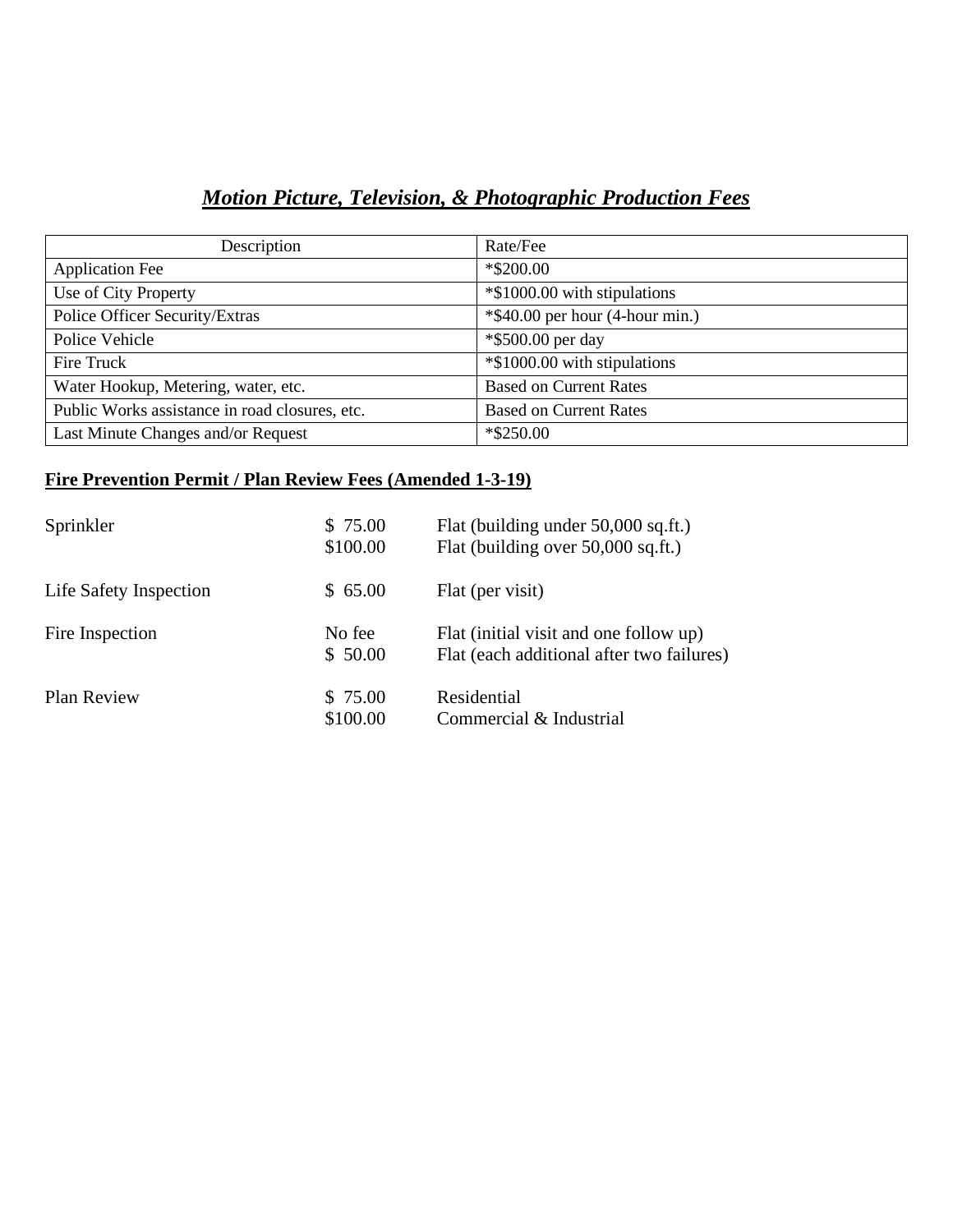## ***Motion Picture, Television, & Photographic Production Fees***

| Description | Rate/Fee |
|---|---|
| Application Fee | *$200.00 |
| Use of City Property | *$1000.00 with stipulations |
| Police Officer Security/Extras | *$40.00 per hour (4-hour min.) |
| Police Vehicle | *$500.00 per day |
| Fire Truck | *$1000.00 with stipulations |
| Water Hookup, Metering, water, etc. | Based on Current Rates |
| Public Works assistance in road closures, etc. | Based on Current Rates |
| Last Minute Changes and/or Request | *$250.00 |

**Fire Prevention Permit / Plan Review Fees (Amended 1-3-19)**

| | | |
|---|---|---|
| Sprinkler | $ 75.00 | Flat (building under 50,000 sq.ft.) |
| | $100.00 | Flat (building over 50,000 sq.ft.) |
| Life Safety Inspection | $ 65.00 | Flat (per visit) |
| Fire Inspection | No fee | Flat (initial visit and one follow up) |
| | $ 50.00 | Flat (each additional after two failures) |
| Plan Review | $ 75.00 | Residential |
| | $100.00 | Commercial & Industrial |